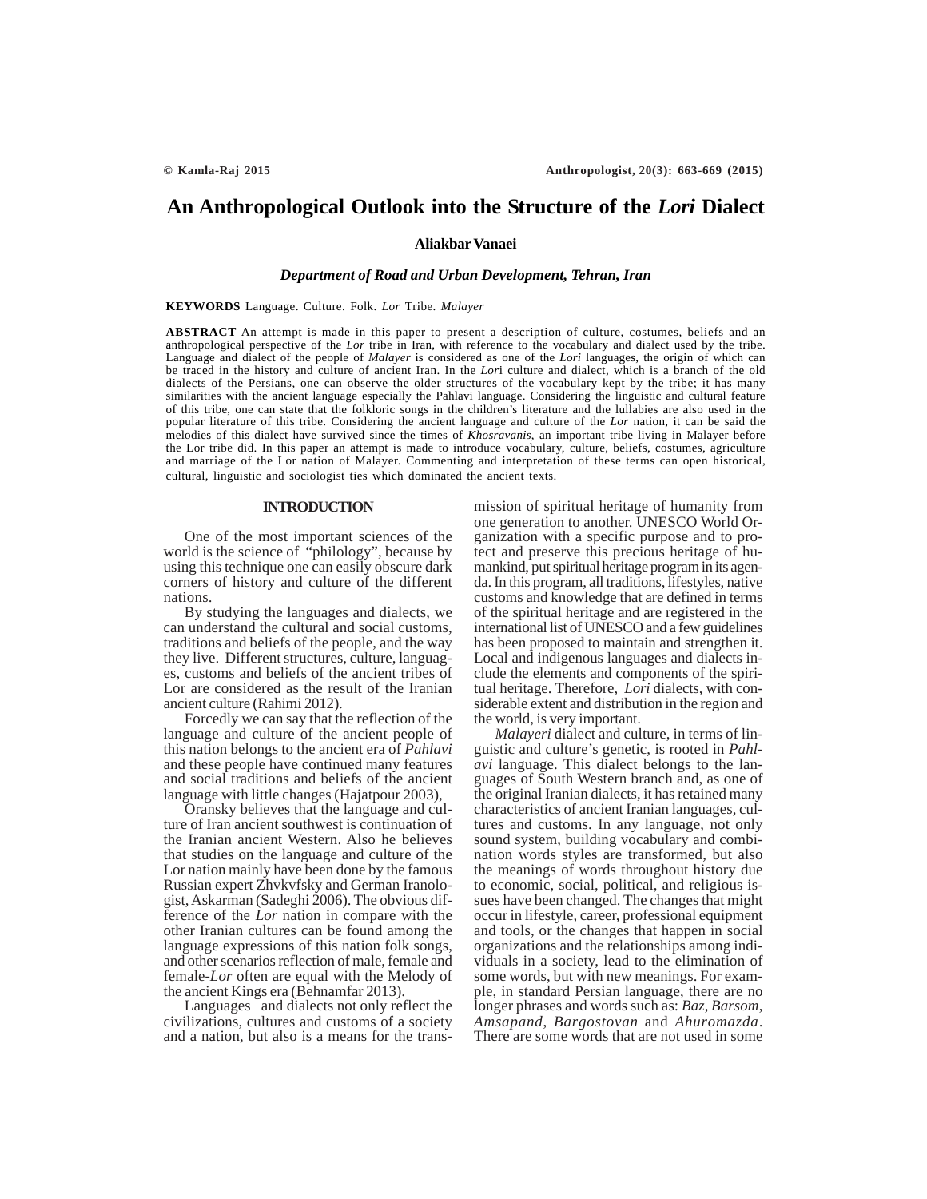# An Anthropological Outlook into the Structure of the *Lori* Dialect

**Aliakbar Vanaei**

***Department of Road and Urban Development, Tehran, Iran***

**KEYWORDS** Language. Culture. Folk. *Lor* Tribe. *Malayer*

**ABSTRACT** An attempt is made in this paper to present a description of culture, costumes, beliefs and an anthropological perspective of the *Lor* tribe in Iran, with reference to the vocabulary and dialect used by the tribe. Language and dialect of the people of *Malayer* is considered as one of the *Lori* languages, the origin of which can be traced in the history and culture of ancient Iran. In the *Lor*i culture and dialect, which is a branch of the old dialects of the Persians, one can observe the older structures of the vocabulary kept by the tribe; it has many similarities with the ancient language especially the Pahlavi language. Considering the linguistic and cultural feature of this tribe, one can state that the folkloric songs in the children's literature and the lullabies are also used in the popular literature of this tribe. Considering the ancient language and culture of the *Lor* nation, it can be said the melodies of this dialect have survived since the times of *Khosravanis*, an important tribe living in Malayer before the Lor tribe did. In this paper an attempt is made to introduce vocabulary, culture, beliefs, costumes, agriculture and marriage of the Lor nation of Malayer. Commenting and interpretation of these terms can open historical, cultural, linguistic and sociologist ties which dominated the ancient texts.

## INTRODUCTION

One of the most important sciences of the world is the science of "philology", because by using this technique one can easily obscure dark corners of history and culture of the different nations.

By studying the languages and dialects, we can understand the cultural and social customs, traditions and beliefs of the people, and the way they live. Different structures, culture, languages, customs and beliefs of the ancient tribes of Lor are considered as the result of the Iranian ancient culture (Rahimi 2012).

Forcedly we can say that the reflection of the language and culture of the ancient people of this nation belongs to the ancient era of *Pahlavi* and these people have continued many features and social traditions and beliefs of the ancient language with little changes (Hajatpour 2003),

Oransky believes that the language and culture of Iran ancient southwest is continuation of the Iranian ancient Western. Also he believes that studies on the language and culture of the Lor nation mainly have been done by the famous Russian expert Zhvkvfsky and German Iranologist, Askarman (Sadeghi 2006). The obvious difference of the *Lor* nation in compare with the other Iranian cultures can be found among the language expressions of this nation folk songs, and other scenarios reflection of male, female and female-*Lor* often are equal with the Melody of the ancient Kings era (Behnamfar 2013).

Languages and dialects not only reflect the civilizations, cultures and customs of a society and a nation, but also is a means for the transmission of spiritual heritage of humanity from one generation to another. UNESCO World Organization with a specific purpose and to protect and preserve this precious heritage of humankind, put spiritual heritage program in its agenda. In this program, all traditions, lifestyles, native customs and knowledge that are defined in terms of the spiritual heritage and are registered in the international list of UNESCO and a few guidelines has been proposed to maintain and strengthen it. Local and indigenous languages and dialects include the elements and components of the spiritual heritage. Therefore, *Lori* dialects, with considerable extent and distribution in the region and the world, is very important.

*Malayeri* dialect and culture, in terms of linguistic and culture's genetic, is rooted in *Pahlavi* language. This dialect belongs to the languages of South Western branch and, as one of the original Iranian dialects, it has retained many characteristics of ancient Iranian languages, cultures and customs. In any language, not only sound system, building vocabulary and combination words styles are transformed, but also the meanings of words throughout history due to economic, social, political, and religious issues have been changed. The changes that might occur in lifestyle, career, professional equipment and tools, or the changes that happen in social organizations and the relationships among individuals in a society, lead to the elimination of some words, but with new meanings. For example, in standard Persian language, there are no longer phrases and words such as: *Baz*, *Barsom*, *Amsapand*, *Bargostovan* and *Ahuromazda*. There are some words that are not used in some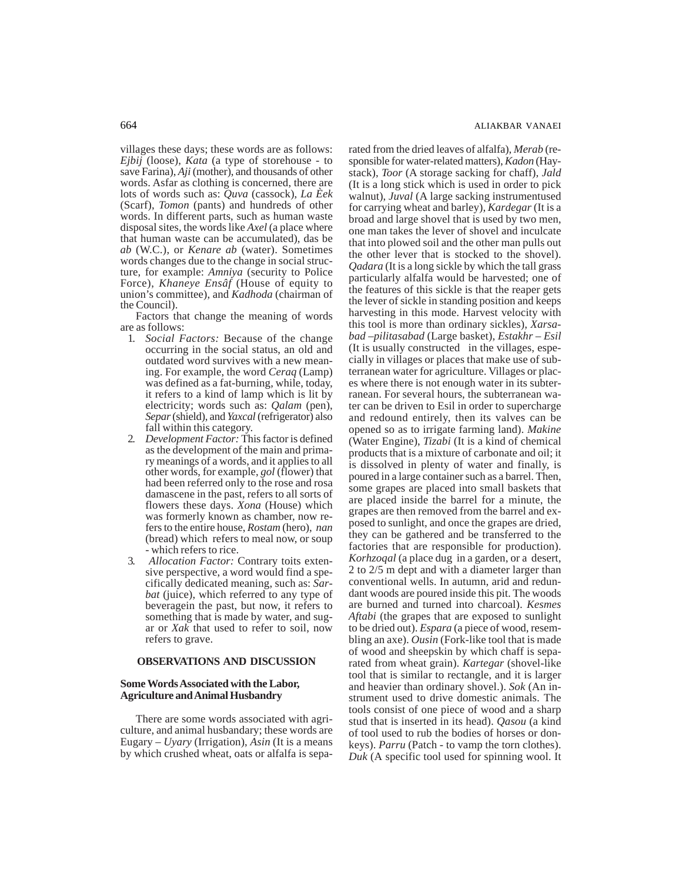villages these days; these words are as follows: *Ejbij* (loose), *Kata* (a type of storehouse - to save Farina), *Aji* (mother), and thousands of other words. Asfar as clothing is concerned, there are lots of words such as: *Quva* (cassock), *La Èek* (Scarf), *Tomon* (pants) and hundreds of other words. In different parts, such as human waste disposal sites, the words like *Axel* (a place where that human waste can be accumulated), das be *ab* (W.C.), or *Kenare ab* (water). Sometimes words changes due to the change in social structure, for example: *Amniya* (security to Police Force), *Khaneye Ensâf* (House of equity to union's committee), and *Kadhoda* (chairman of the Council).

Factors that change the meaning of words are as follows:

1. *Social Factors:* Because of the change occurring in the social status, an old and outdated word survives with a new meaning. For example, the word *Ceraq* (Lamp) was defined as a fat-burning, while, today, it refers to a kind of lamp which is lit by electricity; words such as: *Qalam* (pen), *Separ* (shield), and *Yaxcal* (refrigerator) also fall within this category.
2. *Development Factor:* This factor is defined as the development of the main and primary meanings of a words, and it applies to all other words, for example, *gol* (flower) that had been referred only to the rose and rosa damascene in the past, refers to all sorts of flowers these days. *Xona* (House) which was formerly known as chamber, now refers to the entire house, *Rostam* (hero), *nan* (bread) which refers to meal now, or soup - which refers to rice.
3. *Allocation Factor:* Contrary toits extensive perspective, a word would find a specifically dedicated meaning, such as: *Sarbat* (juice), which referred to any type of beveragein the past, but now, it refers to something that is made by water, and sugar or *Xak* that used to refer to soil, now refers to grave.

## OBSERVATIONS AND DISCUSSION

### Some Words Associated with the Labor, Agriculture and Animal Husbandry

There are some words associated with agriculture, and animal husbandary; these words are Eugary – *Uyary* (Irrigation), *Asin* (It is a means by which crushed wheat, oats or alfalfa is separated from the dried leaves of alfalfa), *Merab* (responsible for water-related matters), *Kadon* (Haystack), *Toor* (A storage sacking for chaff), *Jald* (It is a long stick which is used in order to pick walnut), *Juval* (A large sacking instrumentused for carrying wheat and barley), *Kardegar* (It is a broad and large shovel that is used by two men, one man takes the lever of shovel and inculcate that into plowed soil and the other man pulls out the other lever that is stocked to the shovel). *Qadara* (It is a long sickle by which the tall grass particularly alfalfa would be harvested; one of the features of this sickle is that the reaper gets the lever of sickle in standing position and keeps harvesting in this mode. Harvest velocity with this tool is more than ordinary sickles), *Xarsabad –pilitasabad* (Large basket), *Estakhr – Esil* (It is usually constructed in the villages, especially in villages or places that make use of subterranean water for agriculture. Villages or places where there is not enough water in its subterranean. For several hours, the subterranean water can be driven to Esil in order to supercharge and redound entirely, then its valves can be opened so as to irrigate farming land). *Makine* (Water Engine), *Tizabi* (It is a kind of chemical products that is a mixture of carbonate and oil; it is dissolved in plenty of water and finally, is poured in a large container such as a barrel. Then, some grapes are placed into small baskets that are placed inside the barrel for a minute, the grapes are then removed from the barrel and exposed to sunlight, and once the grapes are dried, they can be gathered and be transferred to the factories that are responsible for production). *Korhzoqal* (a place dug in a garden, or a desert, 2 to 2/5 m dept and with a diameter larger than conventional wells. In autumn, arid and redundant woods are poured inside this pit. The woods are burned and turned into charcoal). *Kesmes Aftabi* (the grapes that are exposed to sunlight to be dried out). *Espara* (a piece of wood, resembling an axe). *Ousin* (Fork-like tool that is made of wood and sheepskin by which chaff is separated from wheat grain). *Kartegar* (shovel-like tool that is similar to rectangle, and it is larger and heavier than ordinary shovel.). *Sok* (An instrument used to drive domestic animals. The tools consist of one piece of wood and a sharp stud that is inserted in its head). *Qasou* (a kind of tool used to rub the bodies of horses or donkeys). *Parru* (Patch - to vamp the torn clothes). *Duk* (A specific tool used for spinning wool. It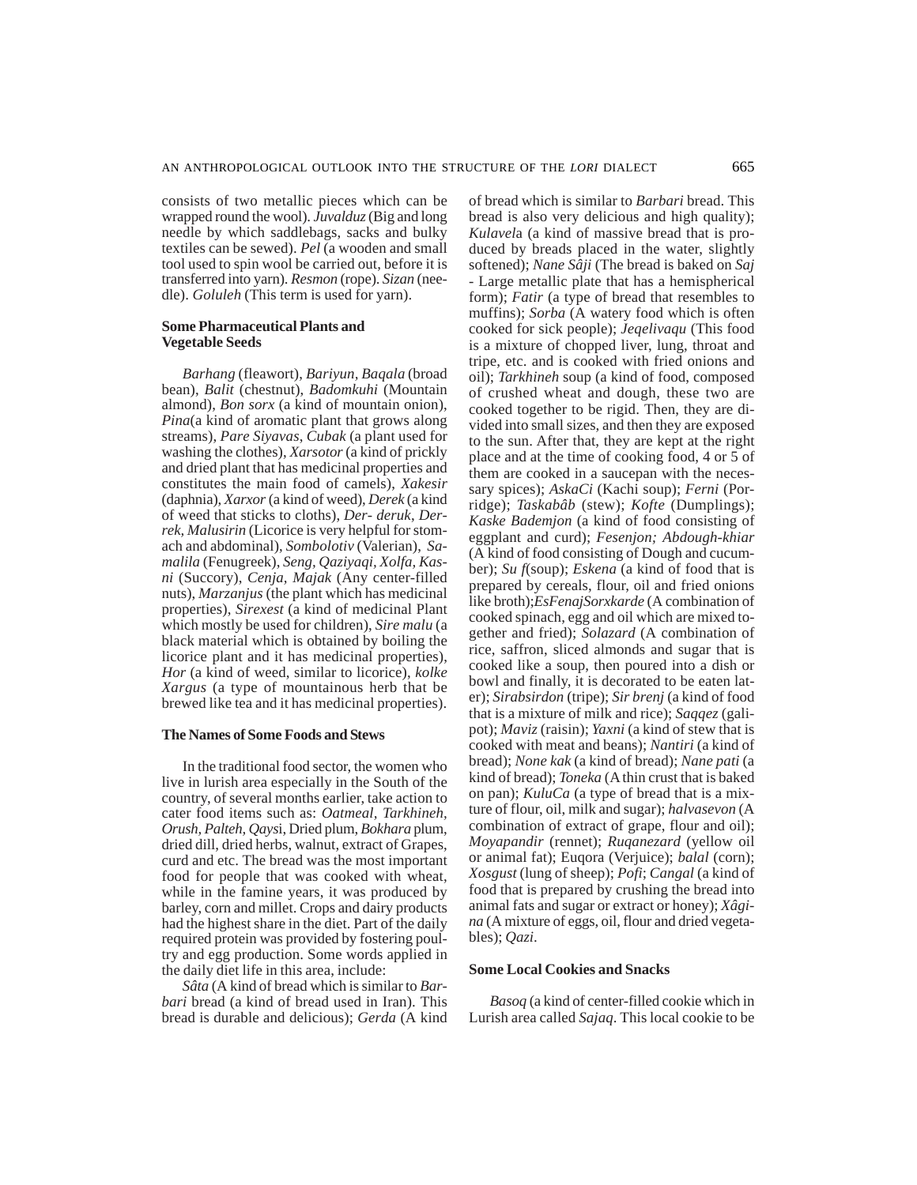consists of two metallic pieces which can be wrapped round the wool). *Juvalduz* (Big and long needle by which saddlebags, sacks and bulky textiles can be sewed). *Pel* (a wooden and small tool used to spin wool be carried out, before it is transferred into yarn). *Resmon* (rope). *Sizan* (needle). *Goluleh* (This term is used for yarn).

**Some Pharmaceutical Plants and Vegetable Seeds**

*Barhang* (fleawort), *Bariyun*, *Baqala* (broad bean), *Balit* (chestnut), *Badomkuhi* (Mountain almond), *Bon sorx* (a kind of mountain onion), *Pina*(a kind of aromatic plant that grows along streams), *Pare Siyavas*, *Cubak* (a plant used for washing the clothes), *Xarsotor* (a kind of prickly and dried plant that has medicinal properties and constitutes the main food of camels), *Xakesir* (daphnia), *Xarxor* (a kind of weed), *Derek* (a kind of weed that sticks to cloths), *Der- deruk*, *Derrek*, *Malusirin* (Licorice is very helpful for stomach and abdominal), *Sombolotiv* (Valerian), *Samalila* (Fenugreek), *Seng*, *Qaziyaqi*, *Xolfa*, *Kasni* (Succory), *Cenja*, *Majak* (Any center-filled nuts), *Marzanjus* (the plant which has medicinal properties), *Sirexest* (a kind of medicinal Plant which mostly be used for children), *Sire malu* (a black material which is obtained by boiling the licorice plant and it has medicinal properties), *Hor* (a kind of weed, similar to licorice), *kolke Xargus* (a type of mountainous herb that be brewed like tea and it has medicinal properties).

**The Names of Some Foods and Stews**

In the traditional food sector, the women who live in lurish area especially in the South of the country, of several months earlier, take action to cater food items such as: *Oatmeal*, *Tarkhineh*, *Orush*, *Palteh*, *Qays*i, Dried plum, *Bokhara* plum, dried dill, dried herbs, walnut, extract of Grapes, curd and etc. The bread was the most important food for people that was cooked with wheat, while in the famine years, it was produced by barley, corn and millet. Crops and dairy products had the highest share in the diet. Part of the daily required protein was provided by fostering poultry and egg production. Some words applied in the daily diet life in this area, include:

*Sâta* (A kind of bread which is similar to *Barbari* bread (a kind of bread used in Iran). This bread is durable and delicious); *Gerda* (A kind of bread which is similar to *Barbari* bread. This bread is also very delicious and high quality); *Kulavel*a (a kind of massive bread that is produced by breads placed in the water, slightly softened); *Nane Sâji* (The bread is baked on *Saj* - Large metallic plate that has a hemispherical form); *Fatir* (a type of bread that resembles to muffins); *Sorba* (A watery food which is often cooked for sick people); *Jeqelivaqu* (This food is a mixture of chopped liver, lung, throat and tripe, etc. and is cooked with fried onions and oil); *Tarkhineh* soup (a kind of food, composed of crushed wheat and dough, these two are cooked together to be rigid. Then, they are divided into small sizes, and then they are exposed to the sun. After that, they are kept at the right place and at the time of cooking food, 4 or 5 of them are cooked in a saucepan with the necessary spices); *AskaCi* (Kachi soup); *Ferni* (Porridge); *Taskabâb* (stew); *Kofte* (Dumplings); *Kaske Bademjon* (a kind of food consisting of eggplant and curd); *Fesenjon; Abdough-khiar* (A kind of food consisting of Dough and cucumber); *Su f*(soup); *Eskena* (a kind of food that is prepared by cereals, flour, oil and fried onions like broth);*EsFenajSorxkarde* (A combination of cooked spinach, egg and oil which are mixed together and fried); *Solazard* (A combination of rice, saffron, sliced almonds and sugar that is cooked like a soup, then poured into a dish or bowl and finally, it is decorated to be eaten later); *Sirabsirdon* (tripe); *Sir brenj* (a kind of food that is a mixture of milk and rice); *Saqqez* (galipot); *Maviz* (raisin); *Yaxni* (a kind of stew that is cooked with meat and beans); *Nantiri* (a kind of bread); *None kak* (a kind of bread); *Nane pati* (a kind of bread); *Toneka* (A thin crust that is baked on pan); *KuluCa* (a type of bread that is a mixture of flour, oil, milk and sugar); *halvasevon* (A combination of extract of grape, flour and oil); *Moyapandir* (rennet); *Ruqanezard* (yellow oil or animal fat); Euqora (Verjuice); *balal* (corn); *Xosgust* (lung of sheep); *Pofi*; *Cangal* (a kind of food that is prepared by crushing the bread into animal fats and sugar or extract or honey); *Xâgina* (A mixture of eggs, oil, flour and dried vegetables); *Qazi*.

**Some Local Cookies and Snacks**

*Basoq* (a kind of center-filled cookie which in Lurish area called *Sajaq*. This local cookie to be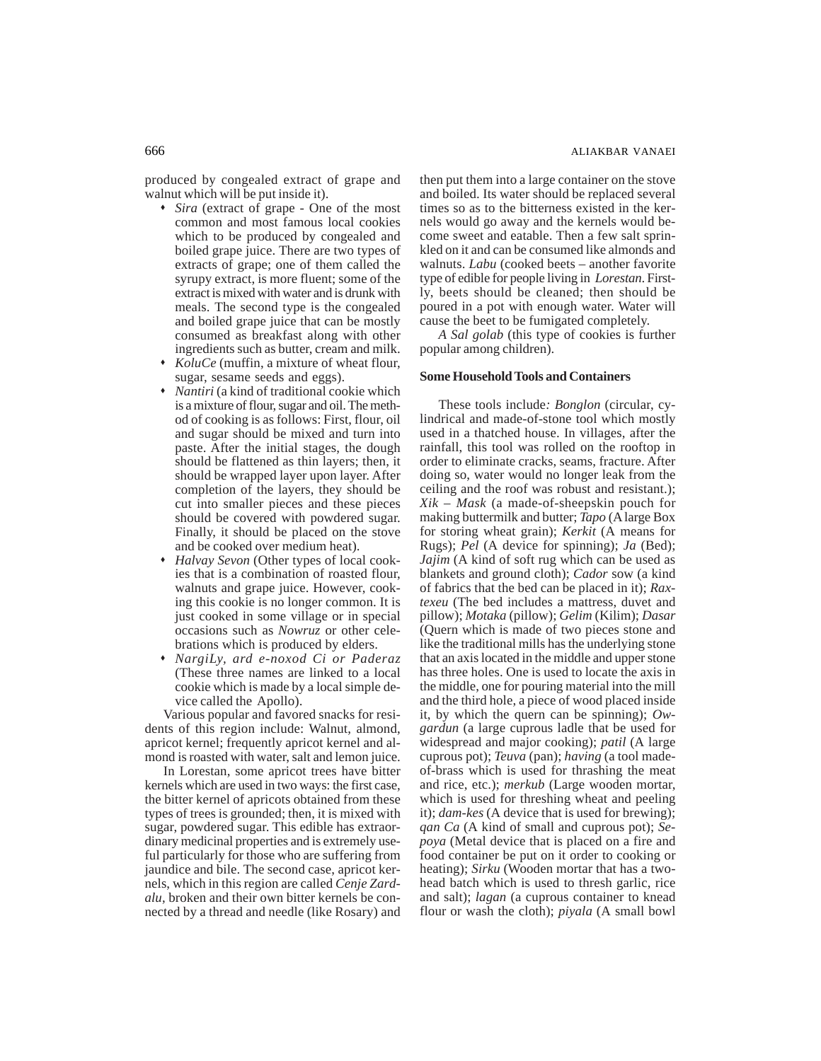produced by congealed extract of grape and walnut which will be put inside it).

- *Sira* (extract of grape - One of the most common and most famous local cookies which to be produced by congealed and boiled grape juice. There are two types of extracts of grape; one of them called the syrupy extract, is more fluent; some of the extract is mixed with water and is drunk with meals. The second type is the congealed and boiled grape juice that can be mostly consumed as breakfast along with other ingredients such as butter, cream and milk.
- *KoluCe* (muffin, a mixture of wheat flour, sugar, sesame seeds and eggs).
- *Nantiri* (a kind of traditional cookie which is a mixture of flour, sugar and oil. The method of cooking is as follows: First, flour, oil and sugar should be mixed and turn into paste. After the initial stages, the dough should be flattened as thin layers; then, it should be wrapped layer upon layer. After completion of the layers, they should be cut into smaller pieces and these pieces should be covered with powdered sugar. Finally, it should be placed on the stove and be cooked over medium heat).
- *Halvay Sevon* (Other types of local cookies that is a combination of roasted flour, walnuts and grape juice. However, cooking this cookie is no longer common. It is just cooked in some village or in special occasions such as *Nowruz* or other celebrations which is produced by elders.
- *NargiLy, ard e-noxod Ci or Paderaz* (These three names are linked to a local cookie which is made by a local simple device called the Apollo).

Various popular and favored snacks for residents of this region include: Walnut, almond, apricot kernel; frequently apricot kernel and almond is roasted with water, salt and lemon juice.

In Lorestan, some apricot trees have bitter kernels which are used in two ways: the first case, the bitter kernel of apricots obtained from these types of trees is grounded; then, it is mixed with sugar, powdered sugar. This edible has extraordinary medicinal properties and is extremely useful particularly for those who are suffering from jaundice and bile. The second case, apricot kernels, which in this region are called *Cenje Zardalu*, broken and their own bitter kernels be connected by a thread and needle (like Rosary) and then put them into a large container on the stove and boiled. Its water should be replaced several times so as to the bitterness existed in the kernels would go away and the kernels would become sweet and eatable. Then a few salt sprinkled on it and can be consumed like almonds and walnuts. *Labu* (cooked beets – another favorite type of edible for people living in *Lorestan*. Firstly, beets should be cleaned; then should be poured in a pot with enough water. Water will cause the beet to be fumigated completely.

*A Sal golab* (this type of cookies is further popular among children).

### Some Household Tools and Containers

These tools include*: Bonglon* (circular, cylindrical and made-of-stone tool which mostly used in a thatched house. In villages, after the rainfall, this tool was rolled on the rooftop in order to eliminate cracks, seams, fracture. After doing so, water would no longer leak from the ceiling and the roof was robust and resistant.); *Xik – Mask* (a made-of-sheepskin pouch for making buttermilk and butter; *Tapo* (A large Box for storing wheat grain); *Kerkit* (A means for Rugs); *Pel* (A device for spinning); *Ja* (Bed); *Jajim* (A kind of soft rug which can be used as blankets and ground cloth); *Cador* sow (a kind of fabrics that the bed can be placed in it); *Raxtexeu* (The bed includes a mattress, duvet and pillow); *Motaka* (pillow); *Gelim* (Kilim); *Dasar* (Quern which is made of two pieces stone and like the traditional mills has the underlying stone that an axis located in the middle and upper stone has three holes. One is used to locate the axis in the middle, one for pouring material into the mill and the third hole, a piece of wood placed inside it, by which the quern can be spinning); *Owgardun* (a large cuprous ladle that be used for widespread and major cooking); *patil* (A large cuprous pot); *Teuva* (pan); *having* (a tool made-of-brass which is used for thrashing the meat and rice, etc.); *merkub* (Large wooden mortar, which is used for threshing wheat and peeling it); *dam-kes* (A device that is used for brewing); *qan Ca* (A kind of small and cuprous pot); *Sepoya* (Metal device that is placed on a fire and food container be put on it order to cooking or heating); *Sirku* (Wooden mortar that has a two-head batch which is used to thresh garlic, rice and salt); *lagan* (a cuprous container to knead flour or wash the cloth); *piyala* (A small bowl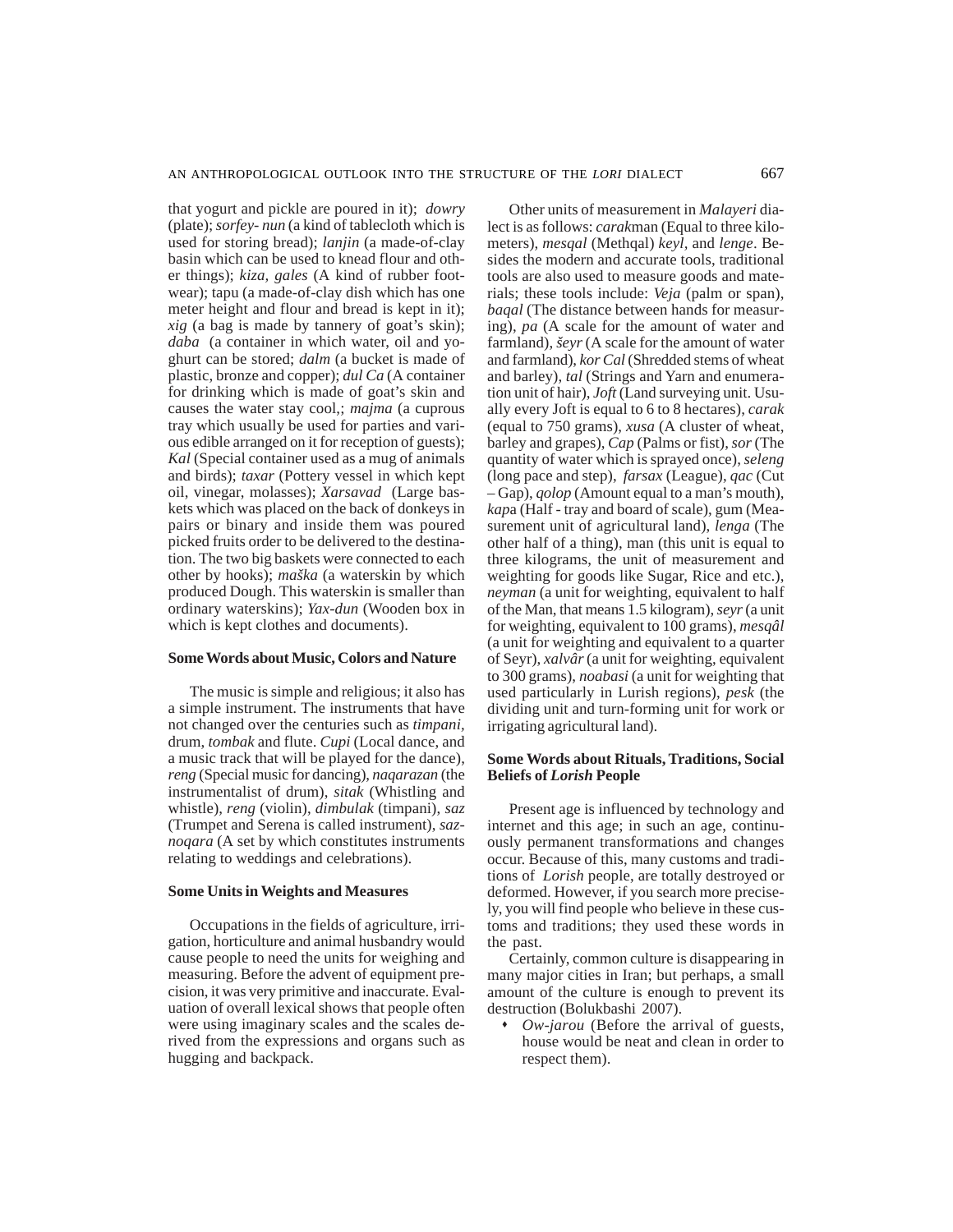that yogurt and pickle are poured in it); *dowry* (plate); *sorfey- nun* (a kind of tablecloth which is used for storing bread); *lanjin* (a made-of-clay basin which can be used to knead flour and other things); *kiza, gales* (A kind of rubber footwear); tapu (a made-of-clay dish which has one meter height and flour and bread is kept in it); *xig* (a bag is made by tannery of goat's skin); *daba* (a container in which water, oil and yoghurt can be stored; *dalm* (a bucket is made of plastic, bronze and copper); *dul Ca* (A container for drinking which is made of goat's skin and causes the water stay cool,; *majma* (a cuprous tray which usually be used for parties and various edible arranged on it for reception of guests); *Kal* (Special container used as a mug of animals and birds); *taxar* (Pottery vessel in which kept oil, vinegar, molasses); *Xarsavad* (Large baskets which was placed on the back of donkeys in pairs or binary and inside them was poured picked fruits order to be delivered to the destination. The two big baskets were connected to each other by hooks); *maška* (a waterskin by which produced Dough. This waterskin is smaller than ordinary waterskins); *Yax-dun* (Wooden box in which is kept clothes and documents).

### Some Words about Music, Colors and Nature

The music is simple and religious; it also has a simple instrument. The instruments that have not changed over the centuries such as *timpani*, drum, *tombak* and flute. *Cupi* (Local dance, and a music track that will be played for the dance), *reng* (Special music for dancing), *naqarazan* (the instrumentalist of drum), *sitak* (Whistling and whistle), *reng* (violin), *dimbulak* (timpani), *saz* (Trumpet and Serena is called instrument), *saznoqara* (A set by which constitutes instruments relating to weddings and celebrations).

### Some Units in Weights and Measures

Occupations in the fields of agriculture, irrigation, horticulture and animal husbandry would cause people to need the units for weighing and measuring. Before the advent of equipment precision, it was very primitive and inaccurate. Evaluation of overall lexical shows that people often were using imaginary scales and the scales derived from the expressions and organs such as hugging and backpack.

Other units of measurement in *Malayeri* dialect is as follows: *carak*man (Equal to three kilometers), *mesqal* (Methqal) *keyl*, and *lenge*. Besides the modern and accurate tools, traditional tools are also used to measure goods and materials; these tools include: *Veja* (palm or span), *baqal* (The distance between hands for measuring), *pa* (A scale for the amount of water and farmland), *šeyr* (A scale for the amount of water and farmland), *kor Cal* (Shredded stems of wheat and barley), *tal* (Strings and Yarn and enumeration unit of hair), *Joft* (Land surveying unit. Usually every Joft is equal to 6 to 8 hectares), *carak* (equal to 750 grams), *xusa* (A cluster of wheat, barley and grapes), *Cap* (Palms or fist), *sor* (The quantity of water which is sprayed once), *seleng* (long pace and step), *farsax* (League), *qac* (Cut – Gap), *qolop* (Amount equal to a man's mouth), *kap*a (Half - tray and board of scale), gum (Measurement unit of agricultural land), *lenga* (The other half of a thing), man (this unit is equal to three kilograms, the unit of measurement and weighting for goods like Sugar, Rice and etc.), *neyman* (a unit for weighting, equivalent to half of the Man, that means 1.5 kilogram), *seyr* (a unit for weighting, equivalent to 100 grams), *mesqâl* (a unit for weighting and equivalent to a quarter of Seyr), *xalvâr* (a unit for weighting, equivalent to 300 grams), *noabasi* (a unit for weighting that used particularly in Lurish regions), *pesk* (the dividing unit and turn-forming unit for work or irrigating agricultural land).

### Some Words about Rituals, Traditions, Social Beliefs of *Lorish* People

Present age is influenced by technology and internet and this age; in such an age, continuously permanent transformations and changes occur. Because of this, many customs and traditions of *Lorish* people, are totally destroyed or deformed. However, if you search more precisely, you will find people who believe in these customs and traditions; they used these words in the past.

Certainly, common culture is disappearing in many major cities in Iran; but perhaps, a small amount of the culture is enough to prevent its destruction (Bolukbashi 2007).

- *Ow-jarou* (Before the arrival of guests, house would be neat and clean in order to respect them).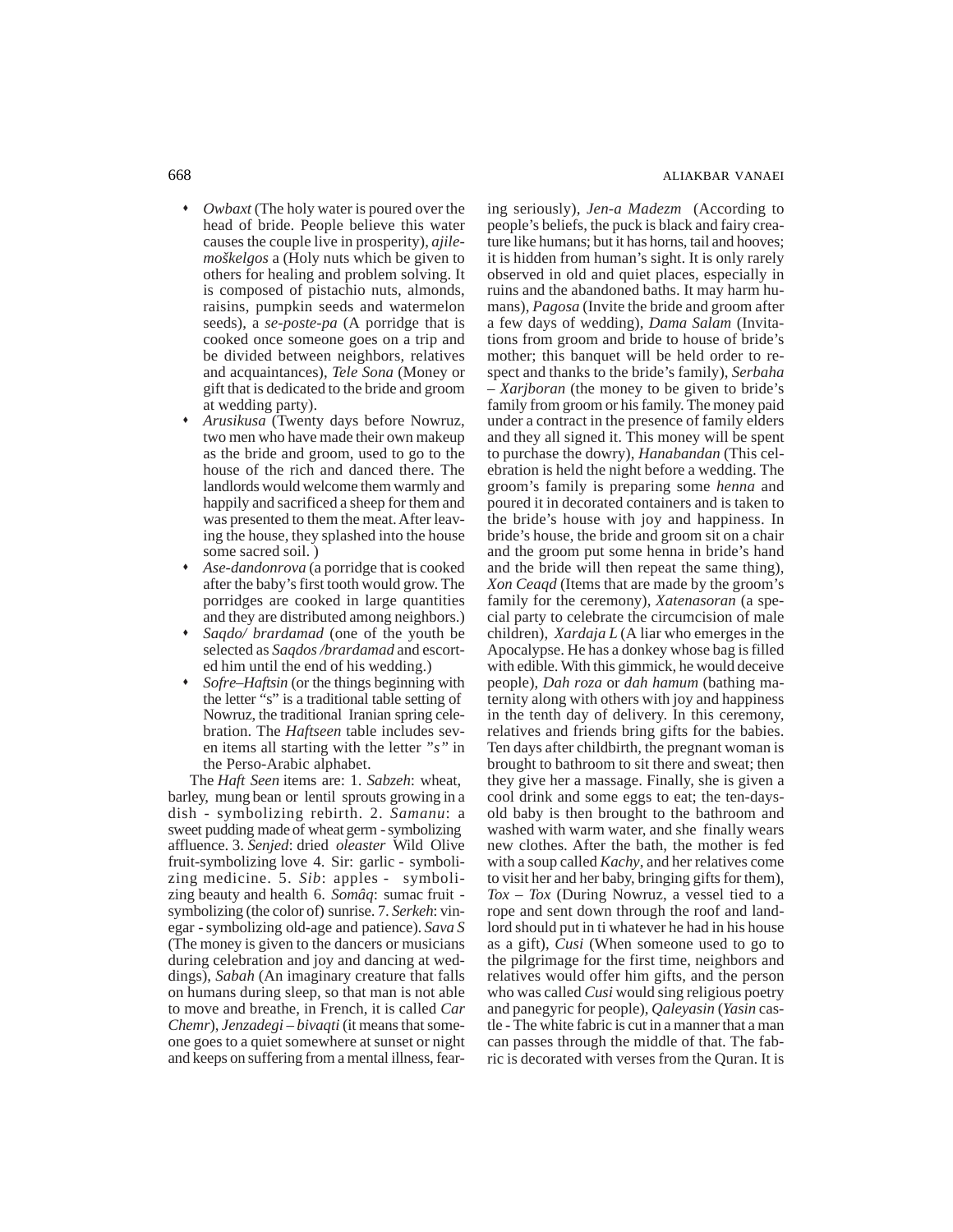- *Owbaxt* (The holy water is poured over the head of bride. People believe this water causes the couple live in prosperity), *ajile-moškelgos* a (Holy nuts which be given to others for healing and problem solving. It is composed of pistachio nuts, almonds, raisins, pumpkin seeds and watermelon seeds), a *se-poste-pa* (A porridge that is cooked once someone goes on a trip and be divided between neighbors, relatives and acquaintances), *Tele Sona* (Money or gift that is dedicated to the bride and groom at wedding party).
- *Arusikusa* (Twenty days before Nowruz, two men who have made their own makeup as the bride and groom, used to go to the house of the rich and danced there. The landlords would welcome them warmly and happily and sacrificed a sheep for them and was presented to them the meat. After leaving the house, they splashed into the house some sacred soil. )
- *Ase-dandonrova* (a porridge that is cooked after the baby's first tooth would grow. The porridges are cooked in large quantities and they are distributed among neighbors.)
- *Saqdo/ brardamad* (one of the youth be selected as *Saqdos /brardamad* and escorted him until the end of his wedding.)
- *Sofre–Haftsin* (or the things beginning with the letter "s" is a traditional table setting of Nowruz, the traditional Iranian spring celebration. The *Haftseen* table includes seven items all starting with the letter *"s"* in the Perso-Arabic alphabet.

The *Haft Seen* items are: 1. *Sabzeh*: wheat, barley, mung bean or lentil sprouts growing in a dish - symbolizing rebirth. 2. *Samanu*: a sweet pudding made of wheat germ - symbolizing affluence. 3. *Senjed*: dried *oleaster* Wild Olive fruit-symbolizing love 4. Sir: garlic - symbolizing medicine. 5. *Sib*: apples - symbolizing beauty and health 6. *Somâq*: sumac fruit - symbolizing (the color of) sunrise. 7. *Serkeh*: vinegar - symbolizing old-age and patience). *Sava S* (The money is given to the dancers or musicians during celebration and joy and dancing at weddings), *Sabah* (An imaginary creature that falls on humans during sleep, so that man is not able to move and breathe, in French, it is called *Car Chemr*), *Jenzadegi – bivaqti* (it means that someone goes to a quiet somewhere at sunset or night and keeps on suffering from a mental illness, fearing seriously), *Jen-a Madezm* (According to people's beliefs, the puck is black and fairy creature like humans; but it has horns, tail and hooves; it is hidden from human's sight. It is only rarely observed in old and quiet places, especially in ruins and the abandoned baths. It may harm humans), *Pagosa* (Invite the bride and groom after a few days of wedding), *Dama Salam* (Invitations from groom and bride to house of bride's mother; this banquet will be held order to respect and thanks to the bride's family), *Serbaha – Xarjboran* (the money to be given to bride's family from groom or his family. The money paid under a contract in the presence of family elders and they all signed it. This money will be spent to purchase the dowry), *Hanabandan* (This celebration is held the night before a wedding. The groom's family is preparing some *henna* and poured it in decorated containers and is taken to the bride's house with joy and happiness. In bride's house, the bride and groom sit on a chair and the groom put some henna in bride's hand and the bride will then repeat the same thing), *Xon Ceaqd* (Items that are made by the groom's family for the ceremony), *Xatenasoran* (a special party to celebrate the circumcision of male children), *Xardaja L* (A liar who emerges in the Apocalypse. He has a donkey whose bag is filled with edible. With this gimmick, he would deceive people), *Dah roza* or *dah hamum* (bathing maternity along with others with joy and happiness in the tenth day of delivery. In this ceremony, relatives and friends bring gifts for the babies. Ten days after childbirth, the pregnant woman is brought to bathroom to sit there and sweat; then they give her a massage. Finally, she is given a cool drink and some eggs to eat; the ten-days-old baby is then brought to the bathroom and washed with warm water, and she finally wears new clothes. After the bath, the mother is fed with a soup called *Kachy*, and her relatives come to visit her and her baby, bringing gifts for them), *Tox – Tox* (During Nowruz, a vessel tied to a rope and sent down through the roof and landlord should put in ti whatever he had in his house as a gift), *Cusi* (When someone used to go to the pilgrimage for the first time, neighbors and relatives would offer him gifts, and the person who was called *Cusi* would sing religious poetry and panegyric for people), *Qaleyasin* (*Yasin* castle - The white fabric is cut in a manner that a man can passes through the middle of that. The fabric is decorated with verses from the Quran. It is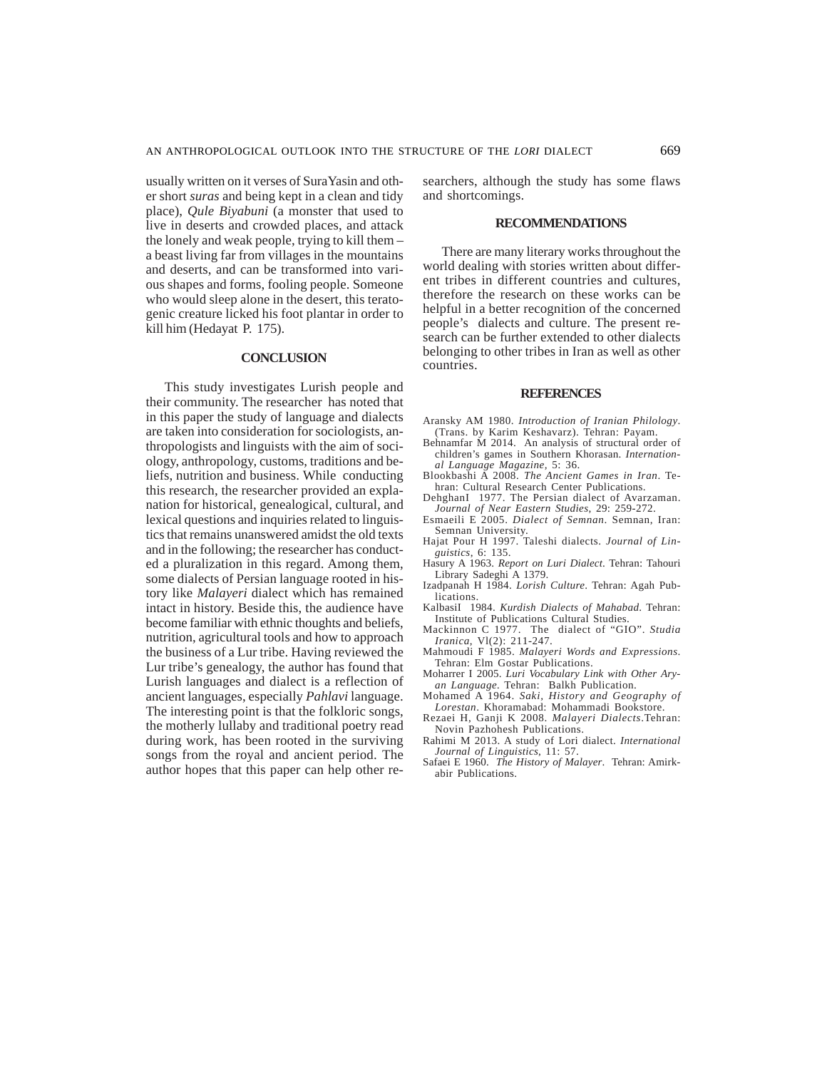usually written on it verses of SuraYasin and other short *suras* and being kept in a clean and tidy place), *Qule Biyabuni* (a monster that used to live in deserts and crowded places, and attack the lonely and weak people, trying to kill them – a beast living far from villages in the mountains and deserts, and can be transformed into various shapes and forms, fooling people. Someone who would sleep alone in the desert, this teratogenic creature licked his foot plantar in order to kill him (Hedayat P. 175).

## CONCLUSION

This study investigates Lurish people and their community. The researcher has noted that in this paper the study of language and dialects are taken into consideration for sociologists, anthropologists and linguists with the aim of sociology, anthropology, customs, traditions and beliefs, nutrition and business. While conducting this research, the researcher provided an explanation for historical, genealogical, cultural, and lexical questions and inquiries related to linguistics that remains unanswered amidst the old texts and in the following; the researcher has conducted a pluralization in this regard. Among them, some dialects of Persian language rooted in history like *Malayeri* dialect which has remained intact in history. Beside this, the audience have become familiar with ethnic thoughts and beliefs, nutrition, agricultural tools and how to approach the business of a Lur tribe. Having reviewed the Lur tribe's genealogy, the author has found that Lurish languages and dialect is a reflection of ancient languages, especially *Pahlavi* language. The interesting point is that the folkloric songs, the motherly lullaby and traditional poetry read during work, has been rooted in the surviving songs from the royal and ancient period. The author hopes that this paper can help other researchers, although the study has some flaws and shortcomings.

## RECOMMENDATIONS

There are many literary works throughout the world dealing with stories written about different tribes in different countries and cultures, therefore the research on these works can be helpful in a better recognition of the concerned people's dialects and culture. The present research can be further extended to other dialects belonging to other tribes in Iran as well as other countries.

## REFERENCES

Aransky AM 1980. *Introduction of Iranian Philology*. (Trans. by Karim Keshavarz). Tehran: Payam.

Behnamfar M 2014. An analysis of structural order of children's games in Southern Khorasan. *International Language Magazine*, 5: 36.

Blookbashi A 2008. *The Ancient Games in Iran*. Tehran: Cultural Research Center Publications.

DehghanI 1977. The Persian dialect of Avarzaman. *Journal of Near Eastern Studies*, 29: 259-272.

Esmaeili E 2005. *Dialect of Semnan*. Semnan, Iran: Semnan University.

Hajat Pour H 1997. Taleshi dialects. *Journal of Linguistics*, 6: 135.

Hasury A 1963. *Report on Luri Dialect*. Tehran: Tahouri Library Sadeghi A 1379.

Izadpanah H 1984. *Lorish Culture*. Tehran: Agah Publications.

KalbasiI 1984. *Kurdish Dialects of Mahabad*. Tehran: Institute of Publications Cultural Studies.

Mackinnon C 1977. The dialect of "GIO". *Studia Iranica*, Vl(2): 211-247.

Mahmoudi F 1985. *Malayeri Words and Expressions*. Tehran: Elm Gostar Publications.

Moharrer I 2005. *Luri Vocabulary Link with Other Aryan Language*. Tehran: Balkh Publication.

Mohamed A 1964. *Saki, History and Geography of Lorestan*. Khoramabad: Mohammadi Bookstore.

Rezaei H, Ganji K 2008. *Malayeri Dialects*.Tehran: Novin Pazhohesh Publications.

Rahimi M 2013. A study of Lori dialect. *International Journal of Linguistics*, 11: 57.

Safaei E 1960. *The History of Malayer*. Tehran: Amirkabir Publications.